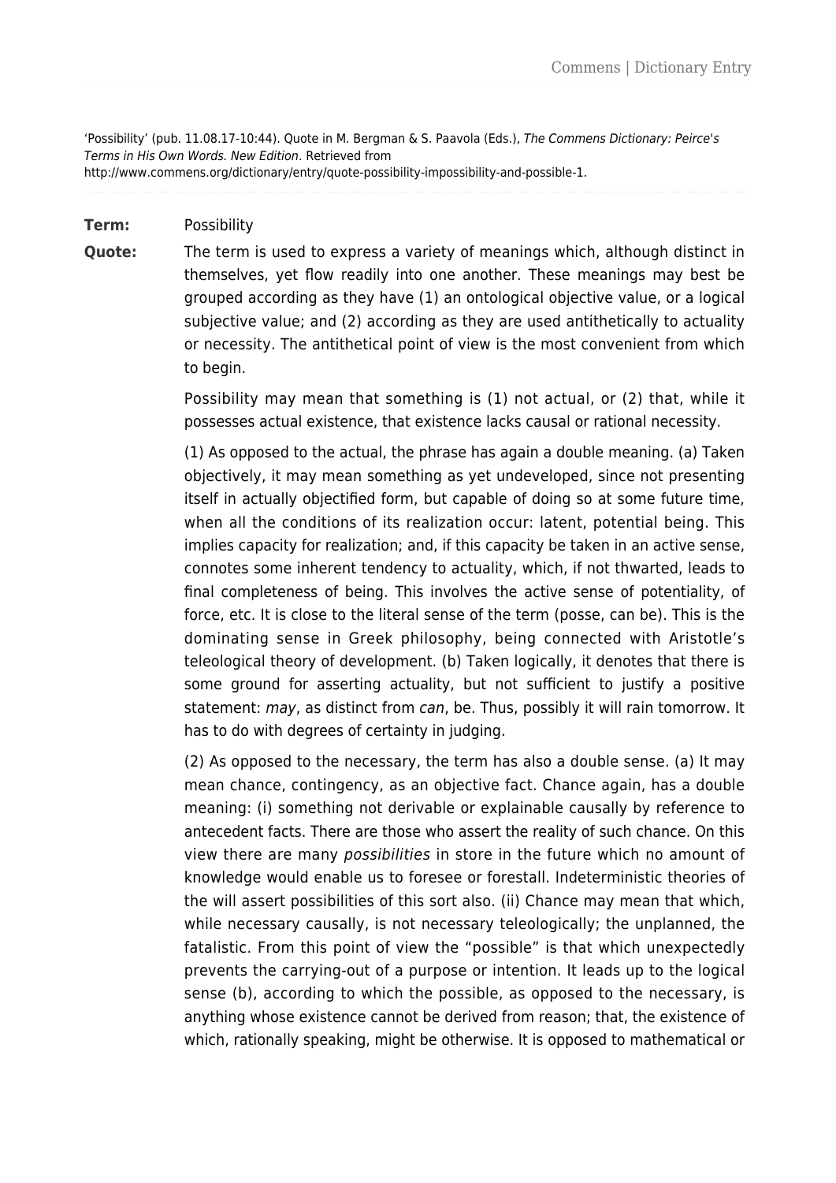'Possibility' (pub. 11.08.17-10:44). Quote in M. Bergman & S. Paavola (Eds.), *The Commens Dictionary: Peirce's Terms in His Own Words. New Edition*. Retrieved from http://www.commens.org/dictionary/entry/quote-possibility-impossibility-and-possible-1.

**Term:** Possibility

**Quote:** The term is used to express a variety of meanings which, although distinct in themselves, yet flow readily into one another. These meanings may best be grouped according as they have (1) an ontological objective value, or a logical subjective value; and (2) according as they are used antithetically to actuality or necessity. The antithetical point of view is the most convenient from which to begin.

Possibility may mean that something is (1) not actual, or (2) that, while it possesses actual existence, that existence lacks causal or rational necessity.

(1) As opposed to the actual, the phrase has again a double meaning. (a) Taken objectively, it may mean something as yet undeveloped, since not presenting itself in actually objectified form, but capable of doing so at some future time, when all the conditions of its realization occur: latent, potential being. This implies capacity for realization; and, if this capacity be taken in an active sense, connotes some inherent tendency to actuality, which, if not thwarted, leads to final completeness of being. This involves the active sense of potentiality, of force, etc. It is close to the literal sense of the term (posse, can be). This is the dominating sense in Greek philosophy, being connected with Aristotle's teleological theory of development. (b) Taken logically, it denotes that there is some ground for asserting actuality, but not sufficient to justify a positive statement: *may*, as distinct from *can*, be. Thus, possibly it will rain tomorrow. It has to do with degrees of certainty in judging.

(2) As opposed to the necessary, the term has also a double sense. (a) It may mean chance, contingency, as an objective fact. Chance again, has a double meaning: (i) something not derivable or explainable causally by reference to antecedent facts. There are those who assert the reality of such chance. On this view there are many *possibilities* in store in the future which no amount of knowledge would enable us to foresee or forestall. Indeterministic theories of the will assert possibilities of this sort also. (ii) Chance may mean that which, while necessary causally, is not necessary teleologically; the unplanned, the fatalistic. From this point of view the "possible" is that which unexpectedly prevents the carrying-out of a purpose or intention. It leads up to the logical sense (b), according to which the possible, as opposed to the necessary, is anything whose existence cannot be derived from reason; that, the existence of which, rationally speaking, might be otherwise. It is opposed to mathematical or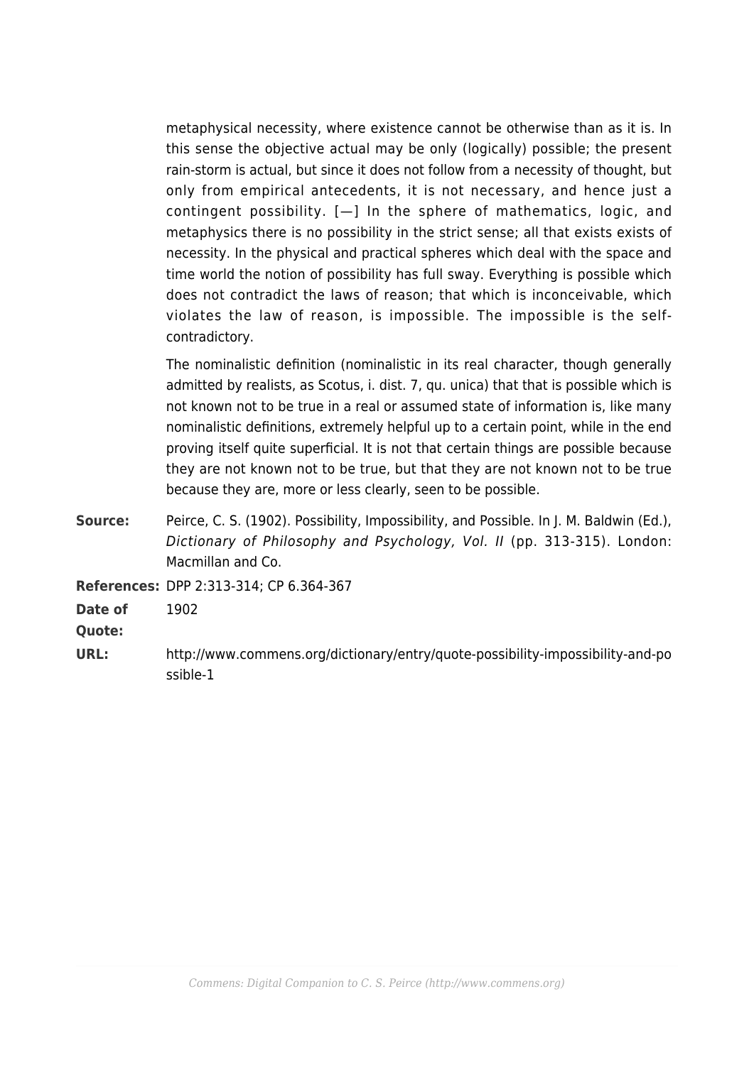metaphysical necessity, where existence cannot be otherwise than as it is. In this sense the objective actual may be only (logically) possible; the present rain-storm is actual, but since it does not follow from a necessity of thought, but only from empirical antecedents, it is not necessary, and hence just a contingent possibility. [—] In the sphere of mathematics, logic, and metaphysics there is no possibility in the strict sense; all that exists exists of necessity. In the physical and practical spheres which deal with the space and time world the notion of possibility has full sway. Everything is possible which does not contradict the laws of reason; that which is inconceivable, which violates the law of reason, is impossible. The impossible is the self-contradictory.

The nominalistic definition (nominalistic in its real character, though generally admitted by realists, as Scotus, i. dist. 7, qu. unica) that that is possible which is not known not to be true in a real or assumed state of information is, like many nominalistic definitions, extremely helpful up to a certain point, while in the end proving itself quite superficial. It is not that certain things are possible because they are not known not to be true, but that they are not known not to be true because they are, more or less clearly, seen to be possible.

**Source:** Peirce, C. S. (1902). Possibility, Impossibility, and Possible. In J. M. Baldwin (Ed.), *Dictionary of Philosophy and Psychology, Vol. II* (pp. 313-315). London: Macmillan and Co.

**References:** DPP 2:313-314; CP 6.364-367

**Date of Quote:** 1902

**URL:** http://www.commens.org/dictionary/entry/quote-possibility-impossibility-and-possible-1